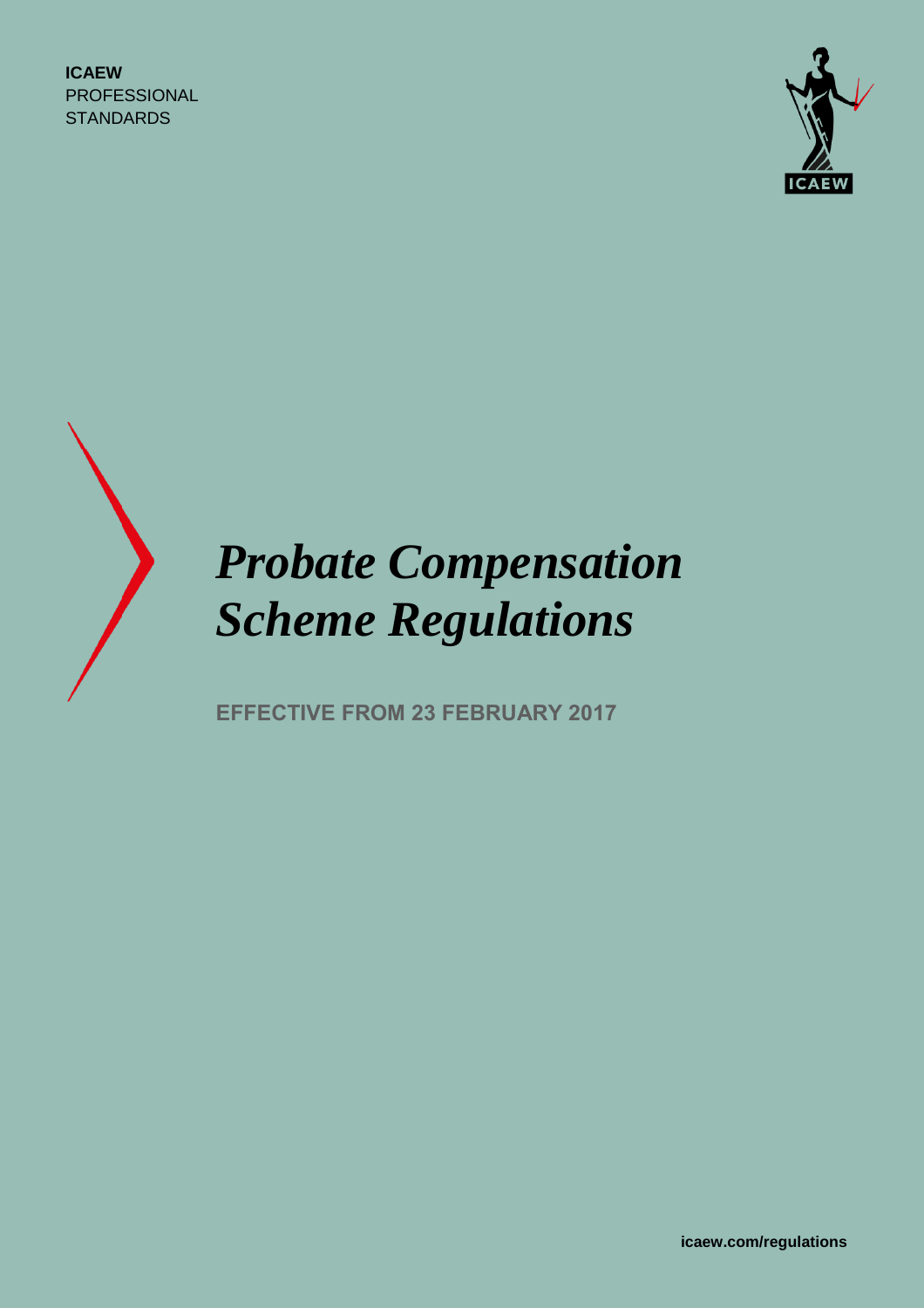**ICAEW**
PROFESSIONAL
STANDARDS

# *Probate Compensation Scheme Regulations*

**EFFECTIVE FROM 23 FEBRUARY 2017**

**icaew.com/regulations**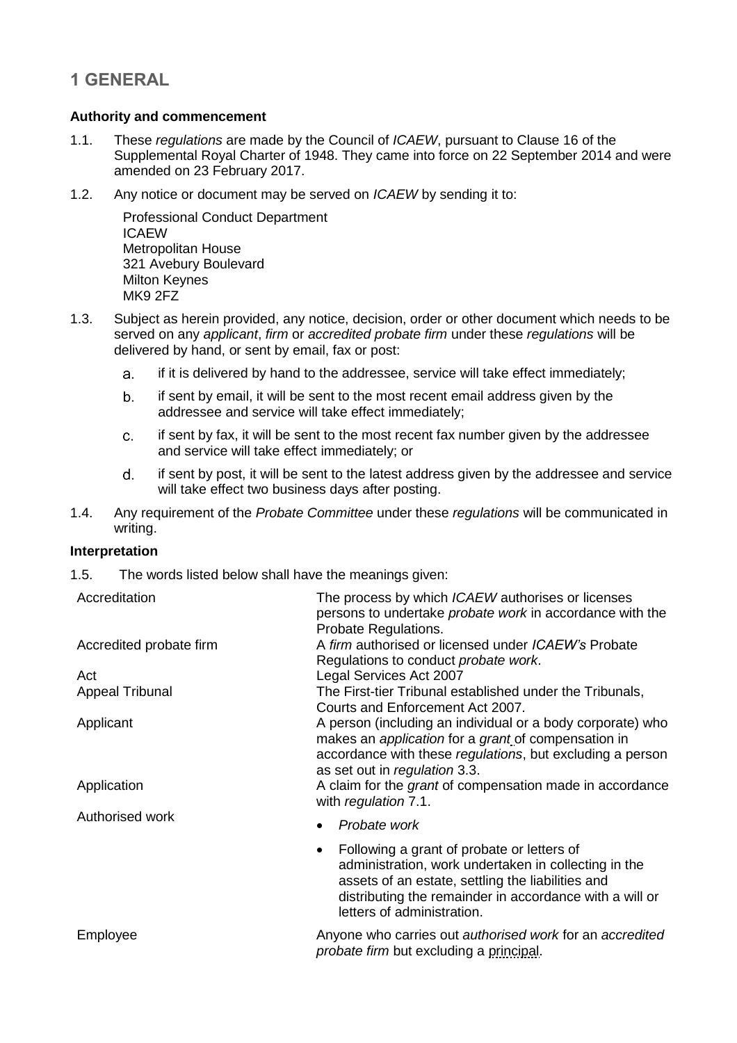## 1 GENERAL

**Authority and commencement**

1.1. These *regulations* are made by the Council of *ICAEW*, pursuant to Clause 16 of the Supplemental Royal Charter of 1948. They came into force on 22 September 2014 and were amended on 23 February 2017.

1.2. Any notice or document may be served on *ICAEW* by sending it to:

Professional Conduct Department
ICAEW
Metropolitan House
321 Avebury Boulevard
Milton Keynes
MK9 2FZ

1.3. Subject as herein provided, any notice, decision, order or other document which needs to be served on any *applicant*, *firm* or *accredited probate firm* under these *regulations* will be delivered by hand, or sent by email, fax or post:

a. if it is delivered by hand to the addressee, service will take effect immediately;

b. if sent by email, it will be sent to the most recent email address given by the addressee and service will take effect immediately;

c. if sent by fax, it will be sent to the most recent fax number given by the addressee and service will take effect immediately; or

d. if sent by post, it will be sent to the latest address given by the addressee and service will take effect two business days after posting.

1.4. Any requirement of the *Probate Committee* under these *regulations* will be communicated in writing.

**Interpretation**

1.5. The words listed below shall have the meanings given:

| | |
|---|---|
| Accreditation | The process by which *ICAEW* authorises or licenses persons to undertake *probate work* in accordance with the Probate Regulations. |
| Accredited probate firm | A *firm* authorised or licensed under *ICAEW's* Probate Regulations to conduct *probate work*. |
| Act | Legal Services Act 2007 |
| Appeal Tribunal | The First-tier Tribunal established under the Tribunals, Courts and Enforcement Act 2007. |
| Applicant | A person (including an individual or a body corporate) who makes an *application* for a *grant* of compensation in accordance with these *regulations*, but excluding a person as set out in *regulation* 3.3. |
| Application | A claim for the *grant* of compensation made in accordance with *regulation* 7.1. |
| Authorised work | • *Probate work*<br>• Following a grant of probate or letters of administration, work undertaken in collecting in the assets of an estate, settling the liabilities and distributing the remainder in accordance with a will or letters of administration. |
| Employee | Anyone who carries out *authorised work* for an *accredited probate firm* but excluding a principal. |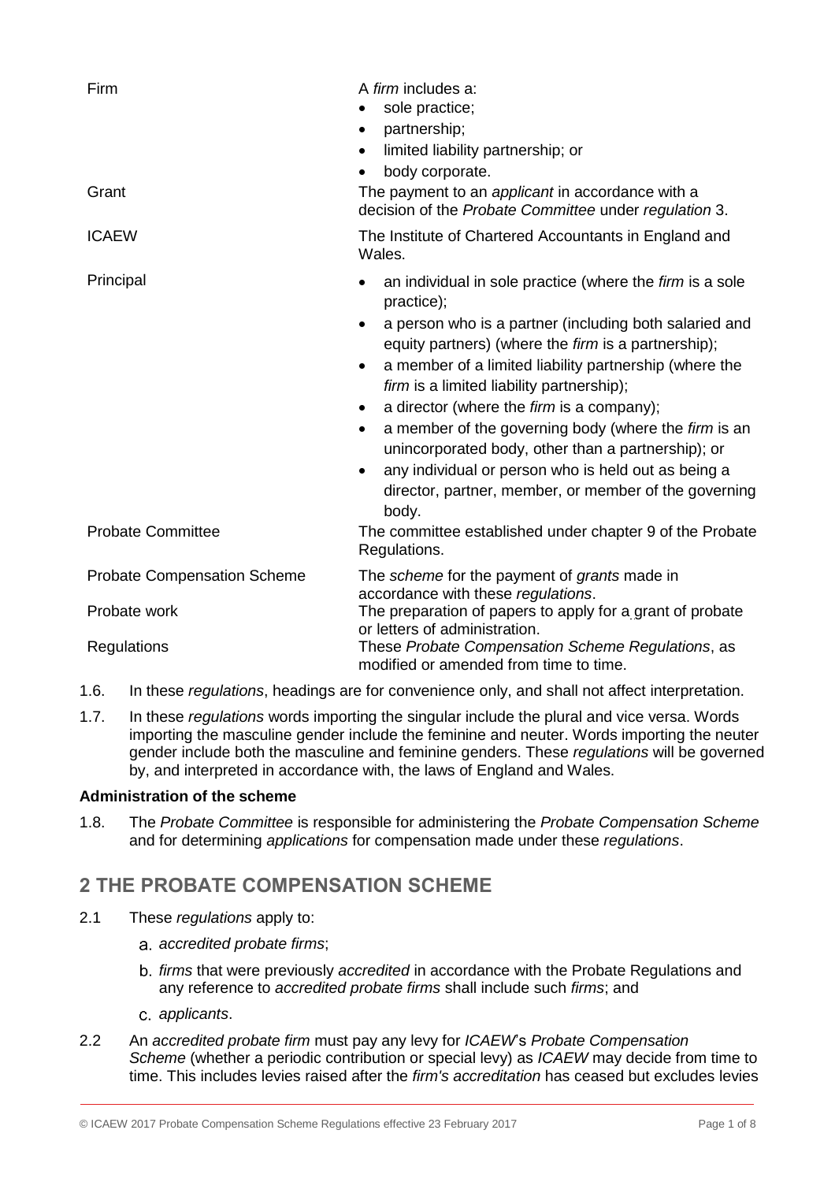| | |
|---|---|
| Firm | A *firm* includes a:<br>• sole practice;<br>• partnership;<br>• limited liability partnership; or<br>• body corporate. |
| Grant | The payment to an *applicant* in accordance with a decision of the *Probate Committee* under *regulation* 3. |
| ICAEW | The Institute of Chartered Accountants in England and Wales. |
| Principal | • an individual in sole practice (where the *firm* is a sole practice);<br>• a person who is a partner (including both salaried and equity partners) (where the *firm* is a partnership);<br>• a member of a limited liability partnership (where the *firm* is a limited liability partnership);<br>• a director (where the *firm* is a company);<br>• a member of the governing body (where the *firm* is an unincorporated body, other than a partnership); or<br>• any individual or person who is held out as being a director, partner, member, or member of the governing body. |
| Probate Committee | The committee established under chapter 9 of the Probate Regulations. |
| Probate Compensation Scheme | The *scheme* for the payment of *grants* made in accordance with these *regulations*. |
| Probate work | The preparation of papers to apply for a grant of probate or letters of administration. |
| Regulations | These *Probate Compensation Scheme Regulations*, as modified or amended from time to time. |

1.6. In these *regulations*, headings are for convenience only, and shall not affect interpretation.

1.7. In these *regulations* words importing the singular include the plural and vice versa. Words importing the masculine gender include the feminine and neuter. Words importing the neuter gender include both the masculine and feminine genders. These *regulations* will be governed by, and interpreted in accordance with, the laws of England and Wales.

**Administration of the scheme**

1.8. The *Probate Committee* is responsible for administering the *Probate Compensation Scheme* and for determining *applications* for compensation made under these *regulations*.

## 2 THE PROBATE COMPENSATION SCHEME

2.1 These *regulations* apply to:

a. *accredited probate firms*;

b. *firms* that were previously *accredited* in accordance with the Probate Regulations and any reference to *accredited probate firms* shall include such *firms*; and

c. *applicants*.

2.2 An *accredited probate firm* must pay any levy for *ICAEW*'s *Probate Compensation Scheme* (whether a periodic contribution or special levy) as *ICAEW* may decide from time to time. This includes levies raised after the *firm's accreditation* has ceased but excludes levies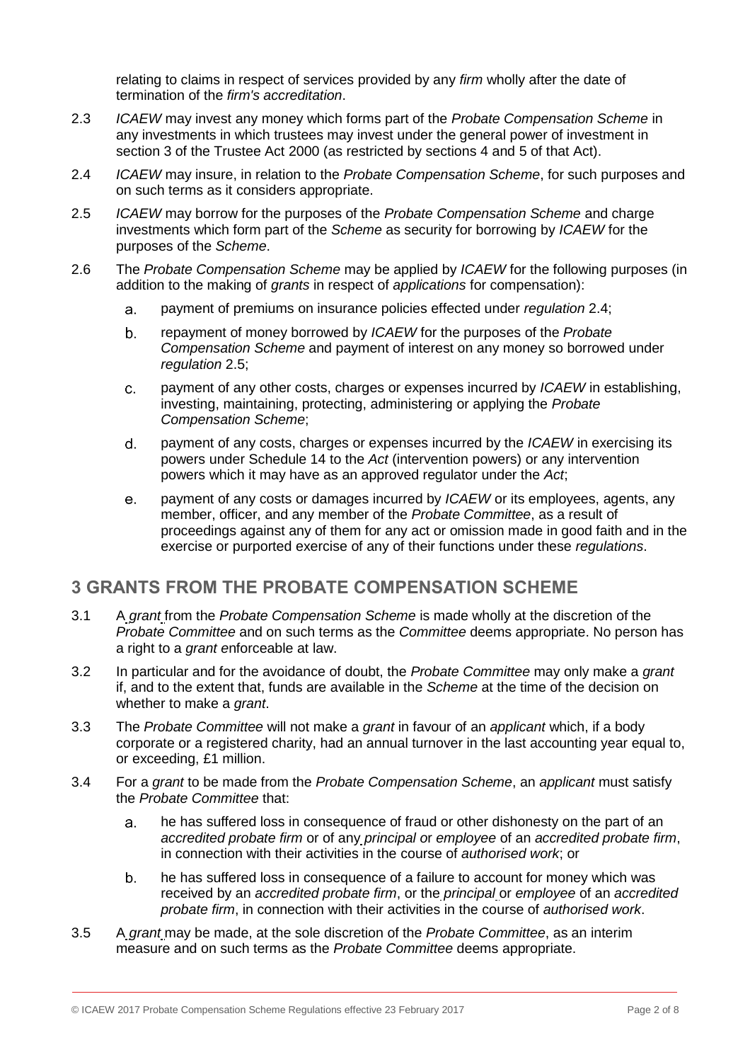relating to claims in respect of services provided by any *firm* wholly after the date of termination of the *firm's accreditation*.

2.3 *ICAEW* may invest any money which forms part of the *Probate Compensation Scheme* in any investments in which trustees may invest under the general power of investment in section 3 of the Trustee Act 2000 (as restricted by sections 4 and 5 of that Act).

2.4 *ICAEW* may insure, in relation to the *Probate Compensation Scheme*, for such purposes and on such terms as it considers appropriate.

2.5 *ICAEW* may borrow for the purposes of the *Probate Compensation Scheme* and charge investments which form part of the *Scheme* as security for borrowing by *ICAEW* for the purposes of the *Scheme*.

2.6 The *Probate Compensation Scheme* may be applied by *ICAEW* for the following purposes (in addition to the making of *grants* in respect of *applications* for compensation):

a. payment of premiums on insurance policies effected under *regulation* 2.4;

b. repayment of money borrowed by *ICAEW* for the purposes of the *Probate Compensation Scheme* and payment of interest on any money so borrowed under *regulation* 2.5;

c. payment of any other costs, charges or expenses incurred by *ICAEW* in establishing, investing, maintaining, protecting, administering or applying the *Probate Compensation Scheme*;

d. payment of any costs, charges or expenses incurred by the *ICAEW* in exercising its powers under Schedule 14 to the *Act* (intervention powers) or any intervention powers which it may have as an approved regulator under the *Act*;

e. payment of any costs or damages incurred by *ICAEW* or its employees, agents, any member, officer, and any member of the *Probate Committee*, as a result of proceedings against any of them for any act or omission made in good faith and in the exercise or purported exercise of any of their functions under these *regulations*.

## 3 GRANTS FROM THE PROBATE COMPENSATION SCHEME

3.1 A *grant* from the *Probate Compensation Scheme* is made wholly at the discretion of the *Probate Committee* and on such terms as the *Committee* deems appropriate. No person has a right to a *grant* enforceable at law.

3.2 In particular and for the avoidance of doubt, the *Probate Committee* may only make a *grant* if, and to the extent that, funds are available in the *Scheme* at the time of the decision on whether to make a *grant*.

3.3 The *Probate Committee* will not make a *grant* in favour of an *applicant* which, if a body corporate or a registered charity, had an annual turnover in the last accounting year equal to, or exceeding, £1 million.

3.4 For a *grant* to be made from the *Probate Compensation Scheme*, an *applicant* must satisfy the *Probate Committee* that:

a. he has suffered loss in consequence of fraud or other dishonesty on the part of an *accredited probate firm* or of any *principal* or *employee* of an *accredited probate firm*, in connection with their activities in the course of *authorised work*; or

b. he has suffered loss in consequence of a failure to account for money which was received by an *accredited probate firm*, or the *principal* or *employee* of an *accredited probate firm*, in connection with their activities in the course of *authorised work*.

3.5 A *grant* may be made, at the sole discretion of the *Probate Committee*, as an interim measure and on such terms as the *Probate Committee* deems appropriate.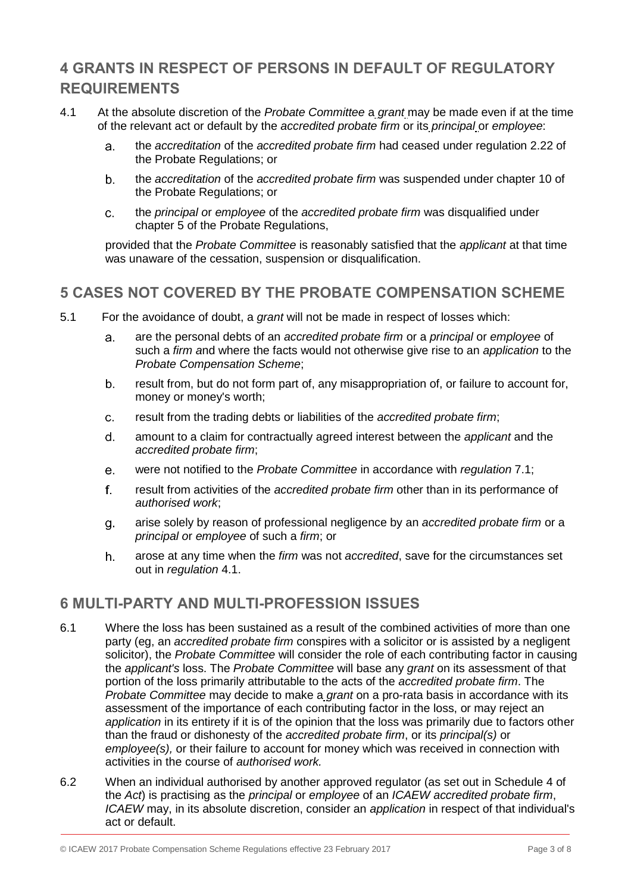## 4 GRANTS IN RESPECT OF PERSONS IN DEFAULT OF REGULATORY REQUIREMENTS

4.1 At the absolute discretion of the *Probate Committee* a *grant* may be made even if at the time of the relevant act or default by the *accredited probate firm* or its *principal* or *employee*:

a. the *accreditation* of the *accredited probate firm* had ceased under regulation 2.22 of the Probate Regulations; or

b. the *accreditation* of the *accredited probate firm* was suspended under chapter 10 of the Probate Regulations; or

c. the *principal or employee* of the *accredited probate firm* was disqualified under chapter 5 of the Probate Regulations,

provided that the *Probate Committee* is reasonably satisfied that the *applicant* at that time was unaware of the cessation, suspension or disqualification.

## 5 CASES NOT COVERED BY THE PROBATE COMPENSATION SCHEME

5.1 For the avoidance of doubt, a *grant* will not be made in respect of losses which:

a. are the personal debts of an *accredited probate firm* or a *principal* or *employee* of such a *firm and* where the facts would not otherwise give rise to an *application* to the *Probate Compensation Scheme*;

b. result from, but do not form part of, any misappropriation of, or failure to account for, money or money's worth;

c. result from the trading debts or liabilities of the *accredited probate firm*;

d. amount to a claim for contractually agreed interest between the *applicant* and the *accredited probate firm*;

e. were not notified to the *Probate Committee* in accordance with *regulation* 7.1;

f. result from activities of the *accredited probate firm* other than in its performance of *authorised work*;

g. arise solely by reason of professional negligence by an *accredited probate firm* or a *principal* or *employee* of such a *firm*; or

h. arose at any time when the *firm* was not *accredited*, save for the circumstances set out in *regulation* 4.1.

## 6 MULTI-PARTY AND MULTI-PROFESSION ISSUES

6.1 Where the loss has been sustained as a result of the combined activities of more than one party (eg, an *accredited probate firm* conspires with a solicitor or is assisted by a negligent solicitor), the *Probate Committee* will consider the role of each contributing factor in causing the *applicant's* loss. The *Probate Committee* will base any *grant* on its assessment of that portion of the loss primarily attributable to the acts of the *accredited probate firm*. The *Probate Committee* may decide to make a *grant* on a pro-rata basis in accordance with its assessment of the importance of each contributing factor in the loss, or may reject an *application* in its entirety if it is of the opinion that the loss was primarily due to factors other than the fraud or dishonesty of the *accredited probate firm*, or its *principal(s)* or *employee(s),* or their failure to account for money which was received in connection with activities in the course of *authorised work.*

6.2 When an individual authorised by another approved regulator (as set out in Schedule 4 of the *Act*) is practising as the *principal* or *employee* of an *ICAEW accredited probate firm*, *ICAEW* may, in its absolute discretion, consider an *application* in respect of that individual's act or default.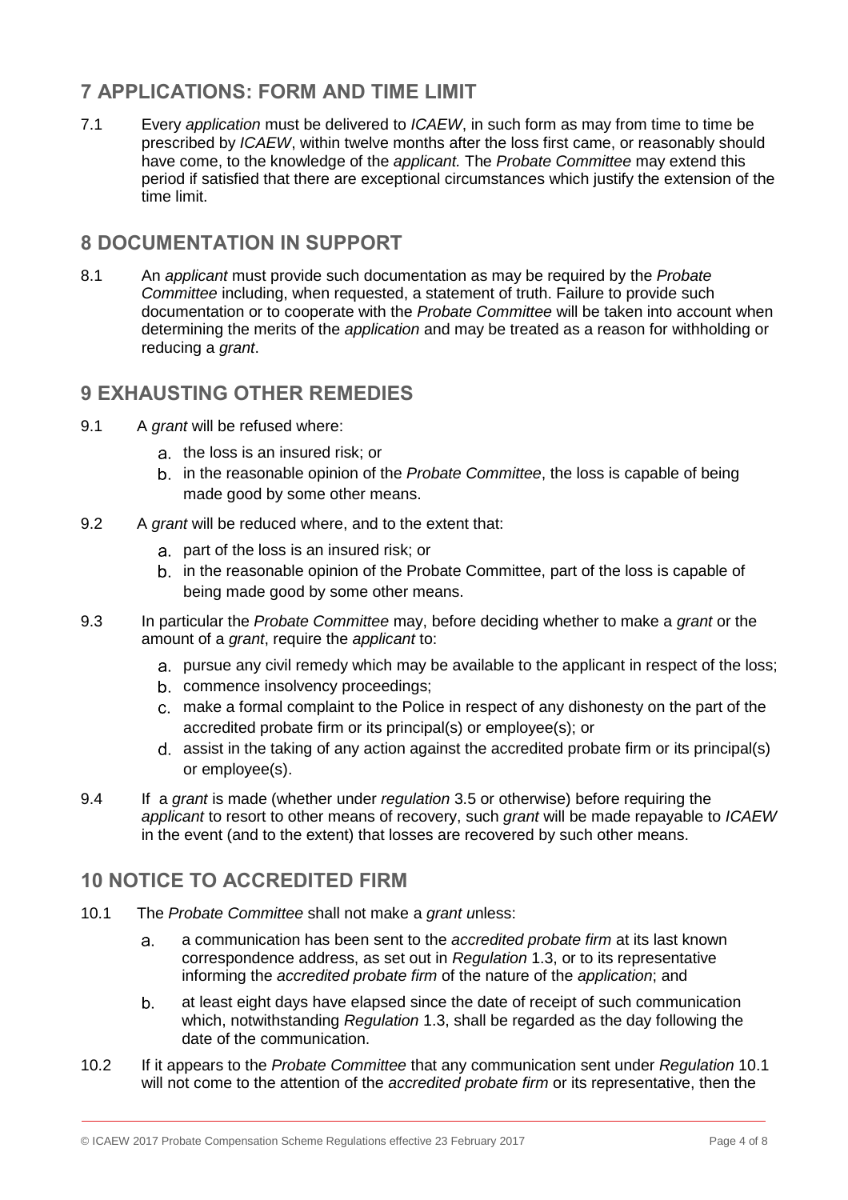## 7 APPLICATIONS: FORM AND TIME LIMIT

7.1 Every *application* must be delivered to *ICAEW*, in such form as may from time to time be prescribed by *ICAEW*, within twelve months after the loss first came, or reasonably should have come, to the knowledge of the *applicant.* The *Probate Committee* may extend this period if satisfied that there are exceptional circumstances which justify the extension of the time limit.

## 8 DOCUMENTATION IN SUPPORT

8.1 An *applicant* must provide such documentation as may be required by the *Probate Committee* including, when requested, a statement of truth. Failure to provide such documentation or to cooperate with the *Probate Committee* will be taken into account when determining the merits of the *application* and may be treated as a reason for withholding or reducing a *grant*.

## 9 EXHAUSTING OTHER REMEDIES

9.1 A *grant* will be refused where:

a. the loss is an insured risk; or
b. in the reasonable opinion of the *Probate Committee*, the loss is capable of being made good by some other means.

9.2 A *grant* will be reduced where, and to the extent that:

a. part of the loss is an insured risk; or
b. in the reasonable opinion of the Probate Committee, part of the loss is capable of being made good by some other means.

9.3 In particular the *Probate Committee* may, before deciding whether to make a *grant* or the amount of a *grant*, require the *applicant* to:

a. pursue any civil remedy which may be available to the applicant in respect of the loss;
b. commence insolvency proceedings;
c. make a formal complaint to the Police in respect of any dishonesty on the part of the accredited probate firm or its principal(s) or employee(s); or
d. assist in the taking of any action against the accredited probate firm or its principal(s) or employee(s).

9.4 If a *grant* is made (whether under *regulation* 3.5 or otherwise) before requiring the *applicant* to resort to other means of recovery, such *grant* will be made repayable to *ICAEW* in the event (and to the extent) that losses are recovered by such other means.

## 10 NOTICE TO ACCREDITED FIRM

10.1 The *Probate Committee* shall not make a *grant u*nless:

a. a communication has been sent to the *accredited probate firm* at its last known correspondence address, as set out in *Regulation* 1.3, or to its representative informing the *accredited probate firm* of the nature of the *application*; and
b. at least eight days have elapsed since the date of receipt of such communication which, notwithstanding *Regulation* 1.3, shall be regarded as the day following the date of the communication.

10.2 If it appears to the *Probate Committee* that any communication sent under *Regulation* 10.1 will not come to the attention of the *accredited probate firm* or its representative, then the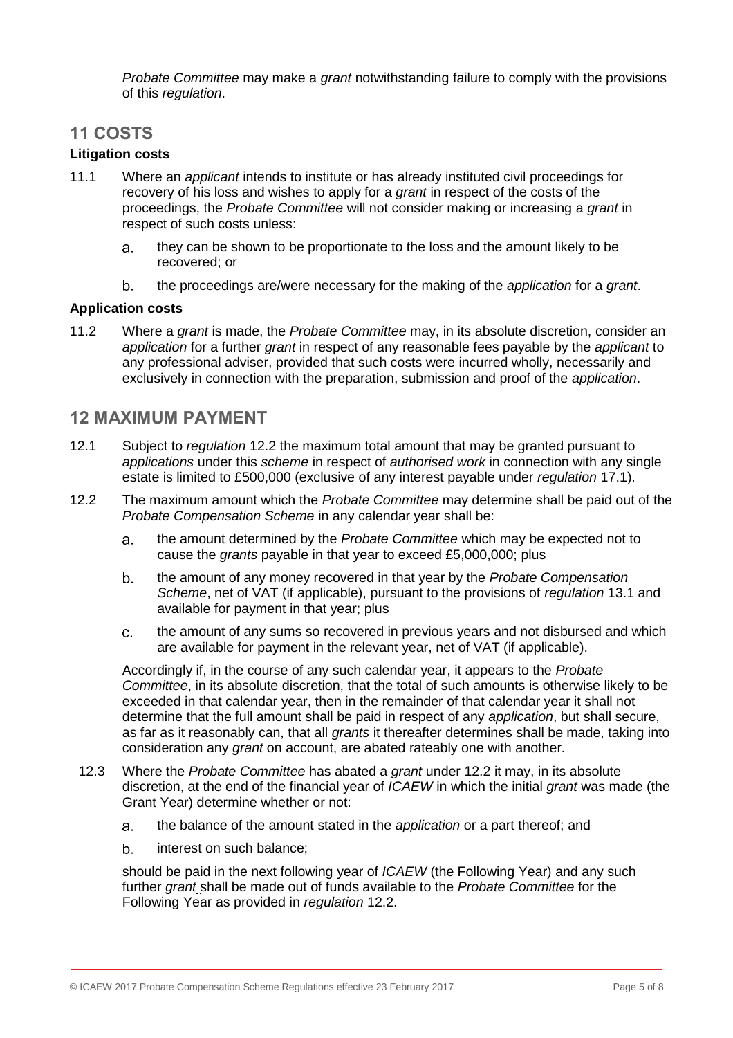*Probate Committee* may make a *grant* notwithstanding failure to comply with the provisions of this *regulation*.

## 11 COSTS

### Litigation costs

11.1 Where an *applicant* intends to institute or has already instituted civil proceedings for recovery of his loss and wishes to apply for a *grant* in respect of the costs of the proceedings, the *Probate Committee* will not consider making or increasing a *grant* in respect of such costs unless:

a. they can be shown to be proportionate to the loss and the amount likely to be recovered; or

b. the proceedings are/were necessary for the making of the *application* for a *grant*.

### Application costs

11.2 Where a *grant* is made, the *Probate Committee* may, in its absolute discretion, consider an *application* for a further *grant* in respect of any reasonable fees payable by the *applicant* to any professional adviser, provided that such costs were incurred wholly, necessarily and exclusively in connection with the preparation, submission and proof of the *application*.

## 12 MAXIMUM PAYMENT

12.1 Subject to *regulation* 12.2 the maximum total amount that may be granted pursuant to *applications* under this *scheme* in respect of *authorised work* in connection with any single estate is limited to £500,000 (exclusive of any interest payable under *regulation* 17.1).

12.2 The maximum amount which the *Probate Committee* may determine shall be paid out of the *Probate Compensation Scheme* in any calendar year shall be:

a. the amount determined by the *Probate Committee* which may be expected not to cause the *grants* payable in that year to exceed £5,000,000; plus

b. the amount of any money recovered in that year by the *Probate Compensation Scheme*, net of VAT (if applicable), pursuant to the provisions of *regulation* 13.1 and available for payment in that year; plus

c. the amount of any sums so recovered in previous years and not disbursed and which are available for payment in the relevant year, net of VAT (if applicable).

Accordingly if, in the course of any such calendar year, it appears to the *Probate Committee*, in its absolute discretion, that the total of such amounts is otherwise likely to be exceeded in that calendar year, then in the remainder of that calendar year it shall not determine that the full amount shall be paid in respect of any *application*, but shall secure, as far as it reasonably can, that all *grants* it thereafter determines shall be made, taking into consideration any *grant* on account, are abated rateably one with another.

12.3 Where the *Probate Committee* has abated a *grant* under 12.2 it may, in its absolute discretion, at the end of the financial year of *ICAEW* in which the initial *grant* was made (the Grant Year) determine whether or not:

a. the balance of the amount stated in the *application* or a part thereof; and

b. interest on such balance;

should be paid in the next following year of *ICAEW* (the Following Year) and any such further *grant* shall be made out of funds available to the *Probate Committee* for the Following Year as provided in *regulation* 12.2.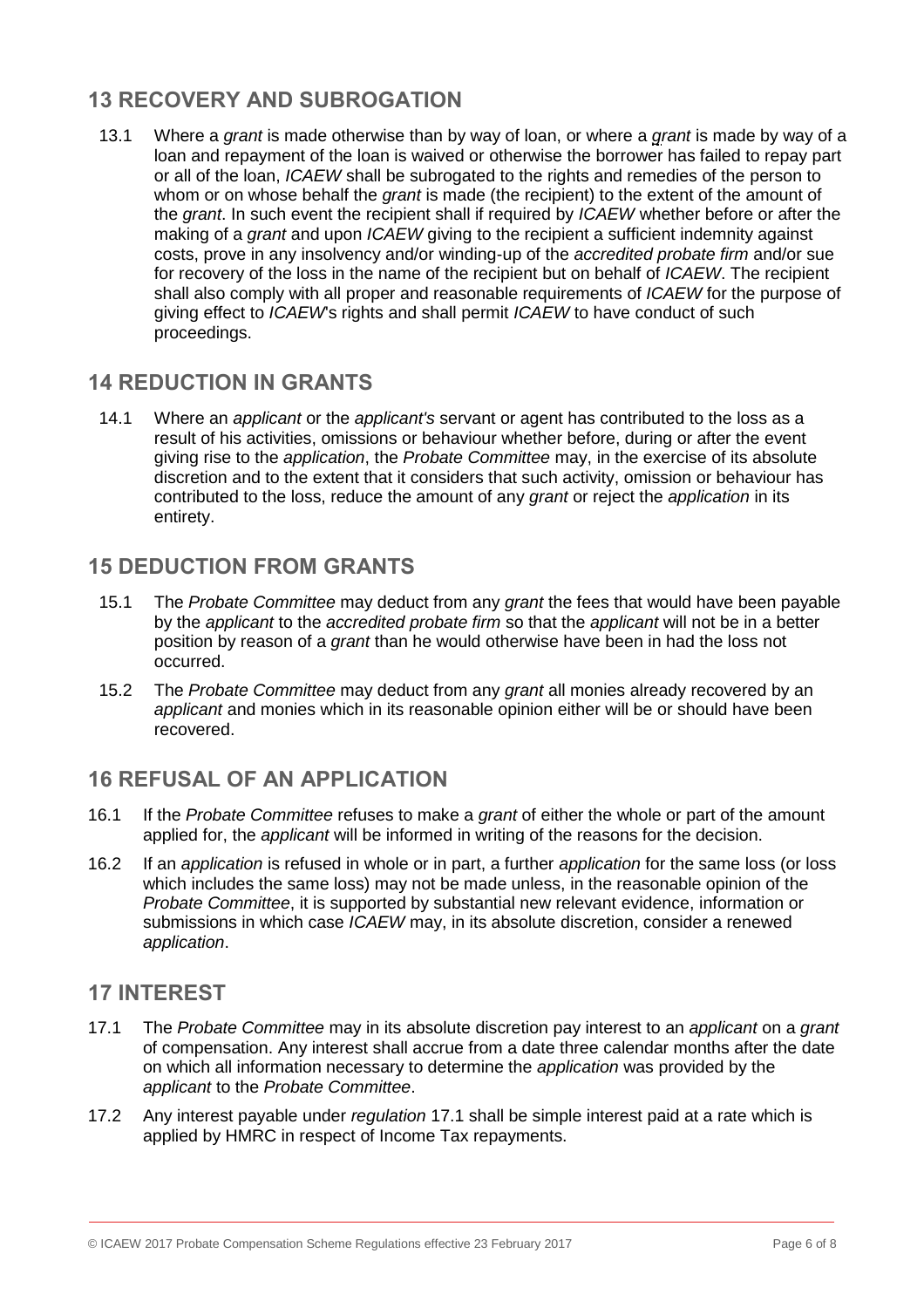## 13 RECOVERY AND SUBROGATION

13.1 Where a *grant* is made otherwise than by way of loan, or where a *grant* is made by way of a loan and repayment of the loan is waived or otherwise the borrower has failed to repay part or all of the loan, *ICAEW* shall be subrogated to the rights and remedies of the person to whom or on whose behalf the *grant* is made (the recipient) to the extent of the amount of the *grant*. In such event the recipient shall if required by *ICAEW* whether before or after the making of a *grant* and upon *ICAEW* giving to the recipient a sufficient indemnity against costs, prove in any insolvency and/or winding-up of the *accredited probate firm* and/or sue for recovery of the loss in the name of the recipient but on behalf of *ICAEW*. The recipient shall also comply with all proper and reasonable requirements of *ICAEW* for the purpose of giving effect to *ICAEW*'s rights and shall permit *ICAEW* to have conduct of such proceedings.

## 14 REDUCTION IN GRANTS

14.1 Where an *applicant* or the *applicant's* servant or agent has contributed to the loss as a result of his activities, omissions or behaviour whether before, during or after the event giving rise to the *application*, the *Probate Committee* may, in the exercise of its absolute discretion and to the extent that it considers that such activity, omission or behaviour has contributed to the loss, reduce the amount of any *grant* or reject the *application* in its entirety.

## 15 DEDUCTION FROM GRANTS

15.1 The *Probate Committee* may deduct from any *grant* the fees that would have been payable by the *applicant* to the *accredited probate firm* so that the *applicant* will not be in a better position by reason of a *grant* than he would otherwise have been in had the loss not occurred.

15.2 The *Probate Committee* may deduct from any *grant* all monies already recovered by an *applicant* and monies which in its reasonable opinion either will be or should have been recovered.

## 16 REFUSAL OF AN APPLICATION

16.1 If the *Probate Committee* refuses to make a *grant* of either the whole or part of the amount applied for, the *applicant* will be informed in writing of the reasons for the decision.

16.2 If an *application* is refused in whole or in part, a further *application* for the same loss (or loss which includes the same loss) may not be made unless, in the reasonable opinion of the *Probate Committee*, it is supported by substantial new relevant evidence, information or submissions in which case *ICAEW* may, in its absolute discretion, consider a renewed *application*.

## 17 INTEREST

17.1 The *Probate Committee* may in its absolute discretion pay interest to an *applicant* on a *grant* of compensation. Any interest shall accrue from a date three calendar months after the date on which all information necessary to determine the *application* was provided by the *applicant* to the *Probate Committee*.

17.2 Any interest payable under *regulation* 17.1 shall be simple interest paid at a rate which is applied by HMRC in respect of Income Tax repayments.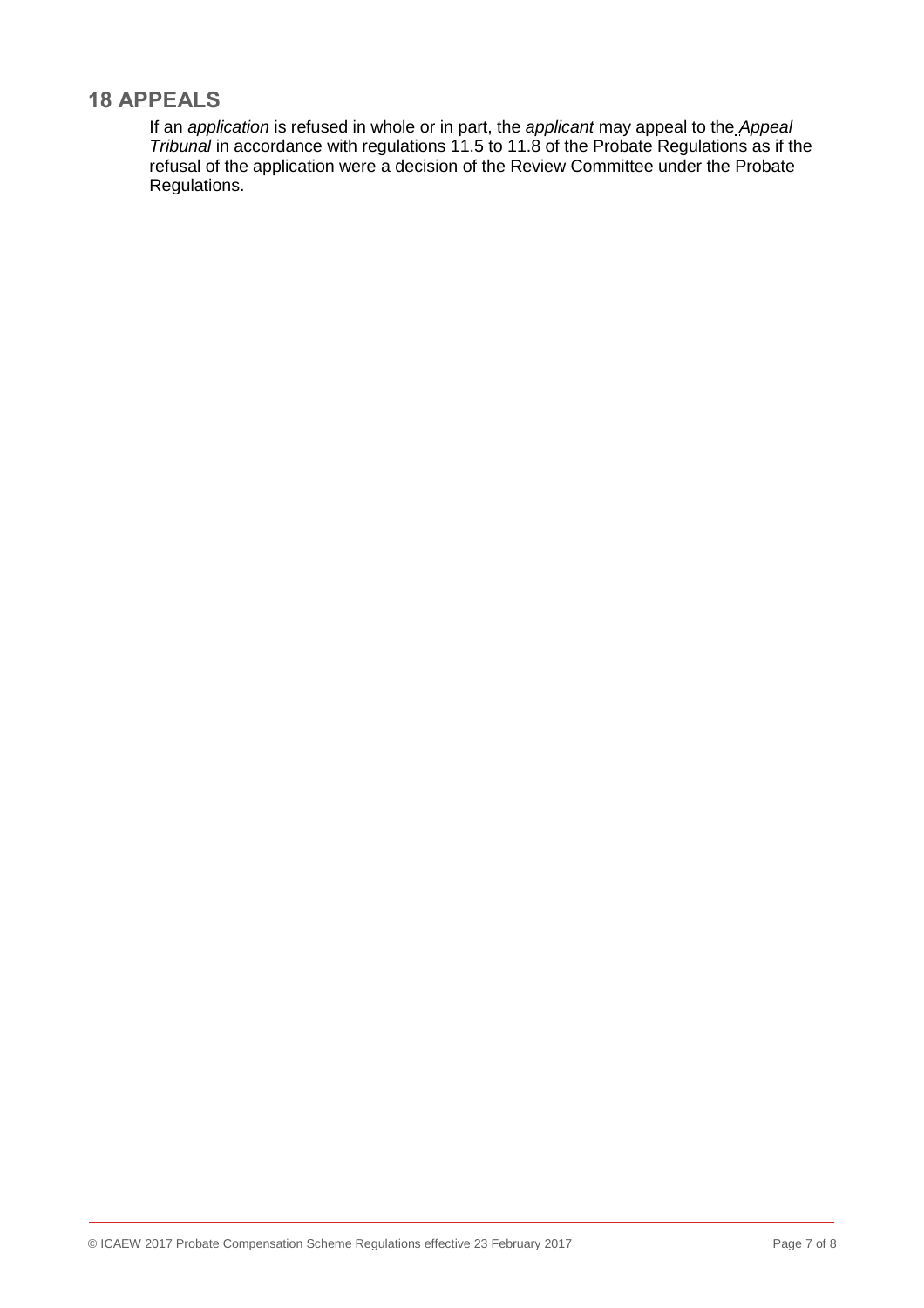## 18 APPEALS

If an *application* is refused in whole or in part, the *applicant* may appeal to the *Appeal Tribunal* in accordance with regulations 11.5 to 11.8 of the Probate Regulations as if the refusal of the application were a decision of the Review Committee under the Probate Regulations.